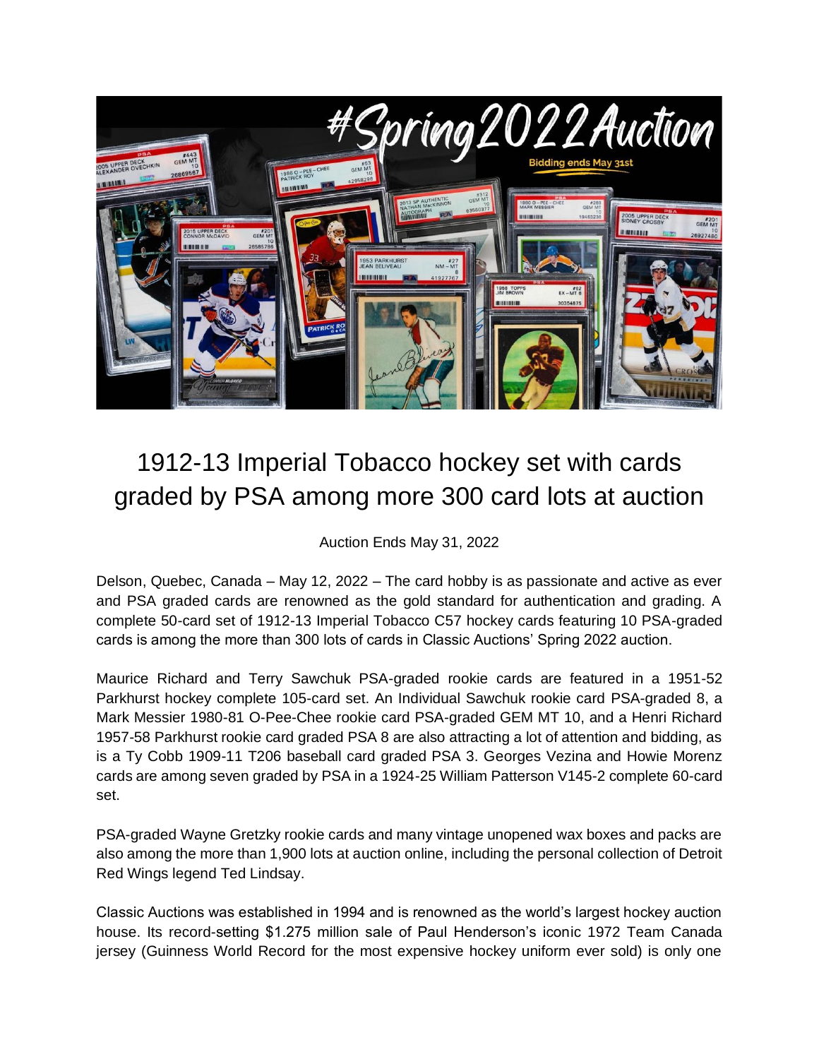# 1912-13 Imperial Tobacco hockey set with cards graded by PSA among more 300 card lots at auction

Auction Ends May 31, 2022

Delson, Quebec, Canada – May 12, 2022 – The card hobby is as passionate and active as ever and PSA graded cards are renowned as the gold standard for authentication and grading. A complete 50-card set of 1912-13 Imperial Tobacco C57 hockey cards featuring 10 PSA-graded cards is among the more than 300 lots of cards in Classic Auctions' Spring 2022 auction.

Maurice Richard and Terry Sawchuk PSA-graded rookie cards are featured in a 1951-52 Parkhurst hockey complete 105-card set. An Individual Sawchuk rookie card PSA-graded 8, a Mark Messier 1980-81 O-Pee-Chee rookie card PSA-graded GEM MT 10, and a Henri Richard 1957-58 Parkhurst rookie card graded PSA 8 are also attracting a lot of attention and bidding, as is a Ty Cobb 1909-11 T206 baseball card graded PSA 3. Georges Vezina and Howie Morenz cards are among seven graded by PSA in a 1924-25 William Patterson V145-2 complete 60-card set.

PSA-graded Wayne Gretzky rookie cards and many vintage unopened wax boxes and packs are also among the more than 1,900 lots at auction online, including the personal collection of Detroit Red Wings legend Ted Lindsay.

Classic Auctions was established in 1994 and is renowned as the world's largest hockey auction house. Its record-setting $1.275 million sale of Paul Henderson's iconic 1972 Team Canada jersey (Guinness World Record for the most expensive hockey uniform ever sold) is only one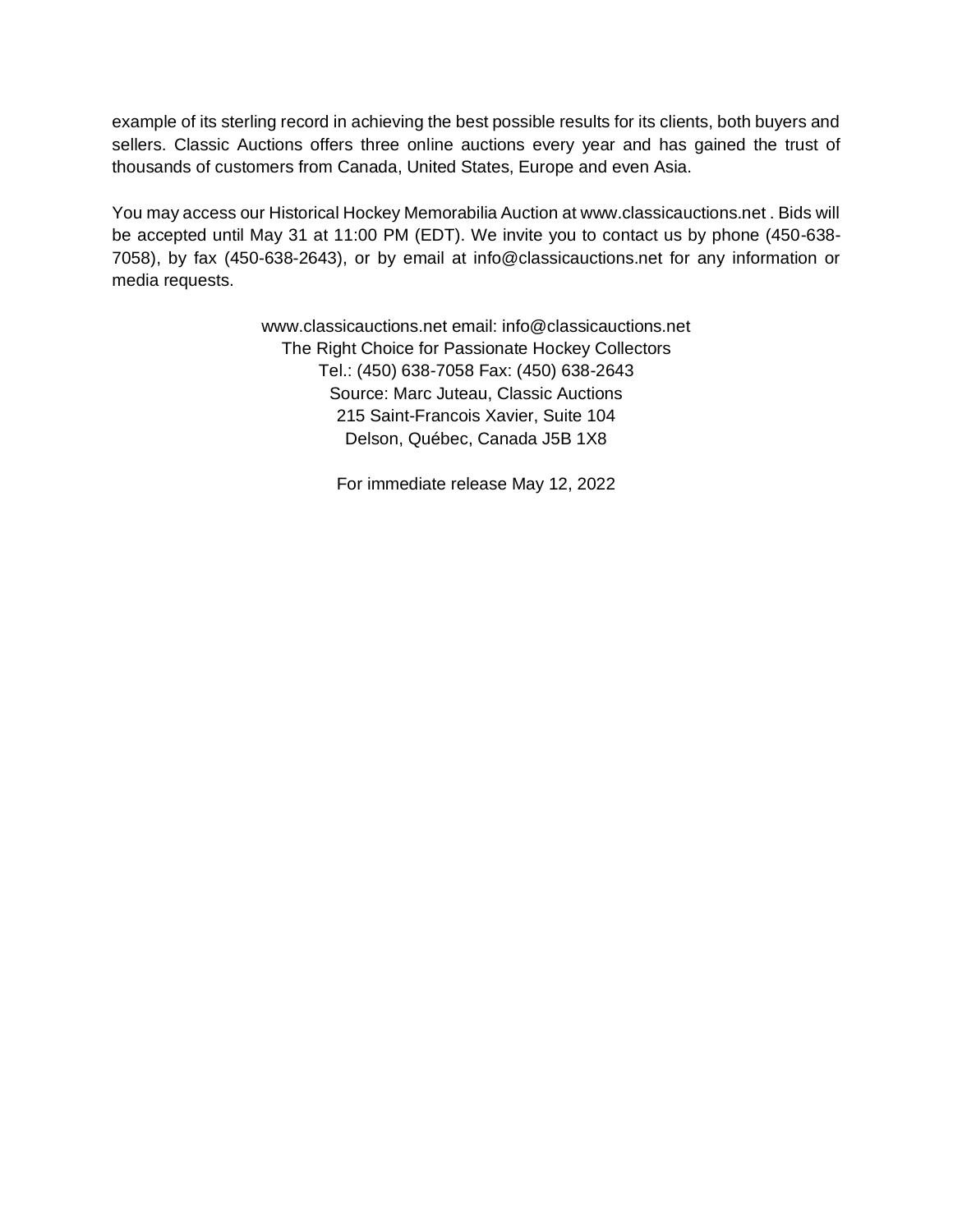example of its sterling record in achieving the best possible results for its clients, both buyers and sellers. Classic Auctions offers three online auctions every year and has gained the trust of thousands of customers from Canada, United States, Europe and even Asia.

You may access our Historical Hockey Memorabilia Auction at www.classicauctions.net . Bids will be accepted until May 31 at 11:00 PM (EDT). We invite you to contact us by phone (450-638-7058), by fax (450-638-2643), or by email at info@classicauctions.net for any information or media requests.

www.classicauctions.net email: info@classicauctions.net
The Right Choice for Passionate Hockey Collectors
Tel.: (450) 638-7058 Fax: (450) 638-2643
Source: Marc Juteau, Classic Auctions
215 Saint-Francois Xavier, Suite 104
Delson, Québec, Canada J5B 1X8

For immediate release May 12, 2022